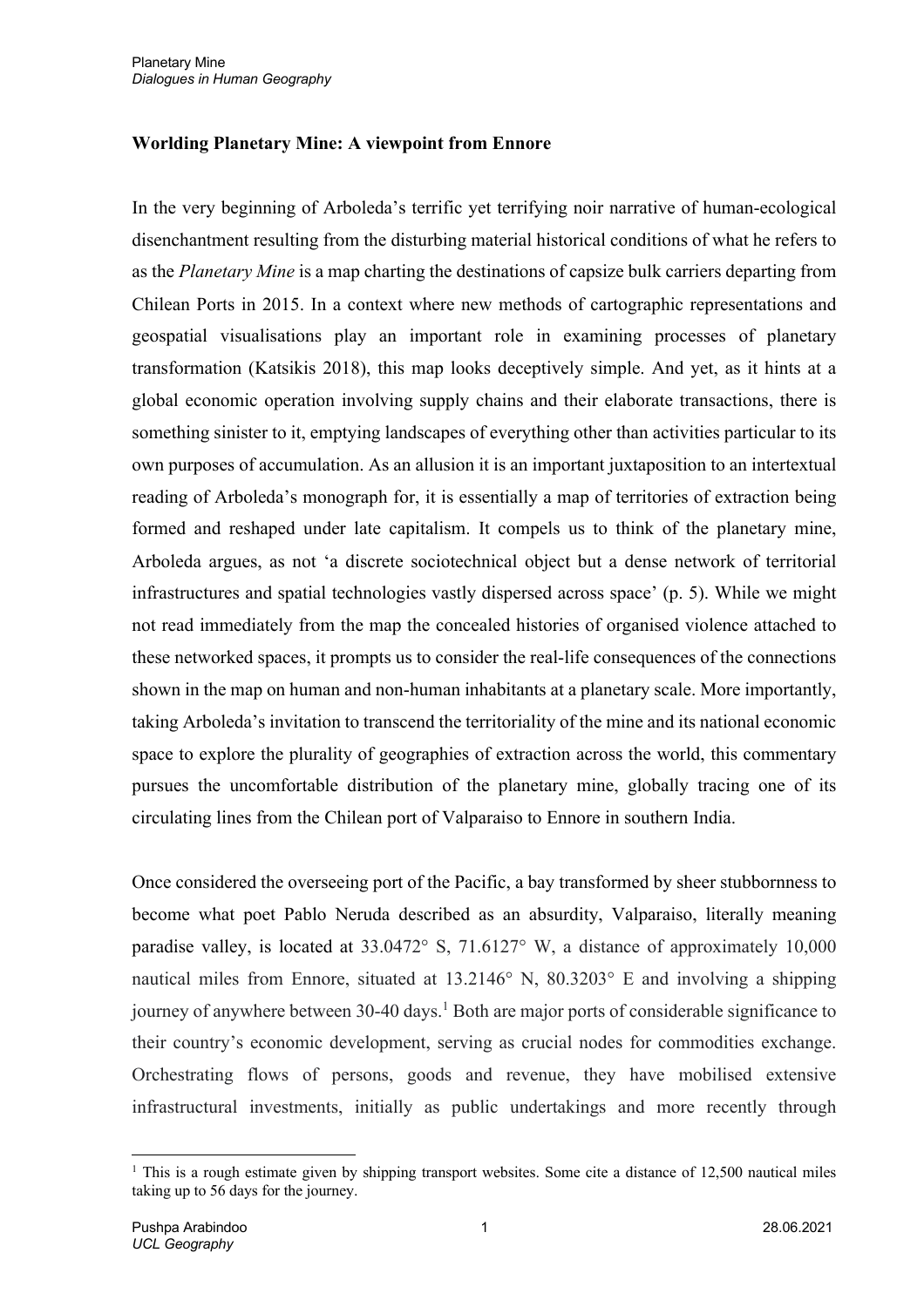**Worlding Planetary Mine: A viewpoint from Ennore**

In the very beginning of Arboleda's terrific yet terrifying noir narrative of human-ecological disenchantment resulting from the disturbing material historical conditions of what he refers to as the *Planetary Mine* is a map charting the destinations of capsize bulk carriers departing from Chilean Ports in 2015. In a context where new methods of cartographic representations and geospatial visualisations play an important role in examining processes of planetary transformation (Katsikis 2018), this map looks deceptively simple. And yet, as it hints at a global economic operation involving supply chains and their elaborate transactions, there is something sinister to it, emptying landscapes of everything other than activities particular to its own purposes of accumulation. As an allusion it is an important juxtaposition to an intertextual reading of Arboleda's monograph for, it is essentially a map of territories of extraction being formed and reshaped under late capitalism. It compels us to think of the planetary mine, Arboleda argues, as not 'a discrete sociotechnical object but a dense network of territorial infrastructures and spatial technologies vastly dispersed across space' (p. 5). While we might not read immediately from the map the concealed histories of organised violence attached to these networked spaces, it prompts us to consider the real-life consequences of the connections shown in the map on human and non-human inhabitants at a planetary scale. More importantly, taking Arboleda's invitation to transcend the territoriality of the mine and its national economic space to explore the plurality of geographies of extraction across the world, this commentary pursues the uncomfortable distribution of the planetary mine, globally tracing one of its circulating lines from the Chilean port of Valparaiso to Ennore in southern India.

Once considered the overseeing port of the Pacific, a bay transformed by sheer stubbornness to become what poet Pablo Neruda described as an absurdity, Valparaiso, literally meaning paradise valley, is located at 33.0472° S, 71.6127° W, a distance of approximately 10,000 nautical miles from Ennore, situated at 13.2146° N, 80.3203° E and involving a shipping journey of anywhere between 30-40 days.[1] Both are major ports of considerable significance to their country's economic development, serving as crucial nodes for commodities exchange. Orchestrating flows of persons, goods and revenue, they have mobilised extensive infrastructural investments, initially as public undertakings and more recently through

[1] This is a rough estimate given by shipping transport websites. Some cite a distance of 12,500 nautical miles taking up to 56 days for the journey.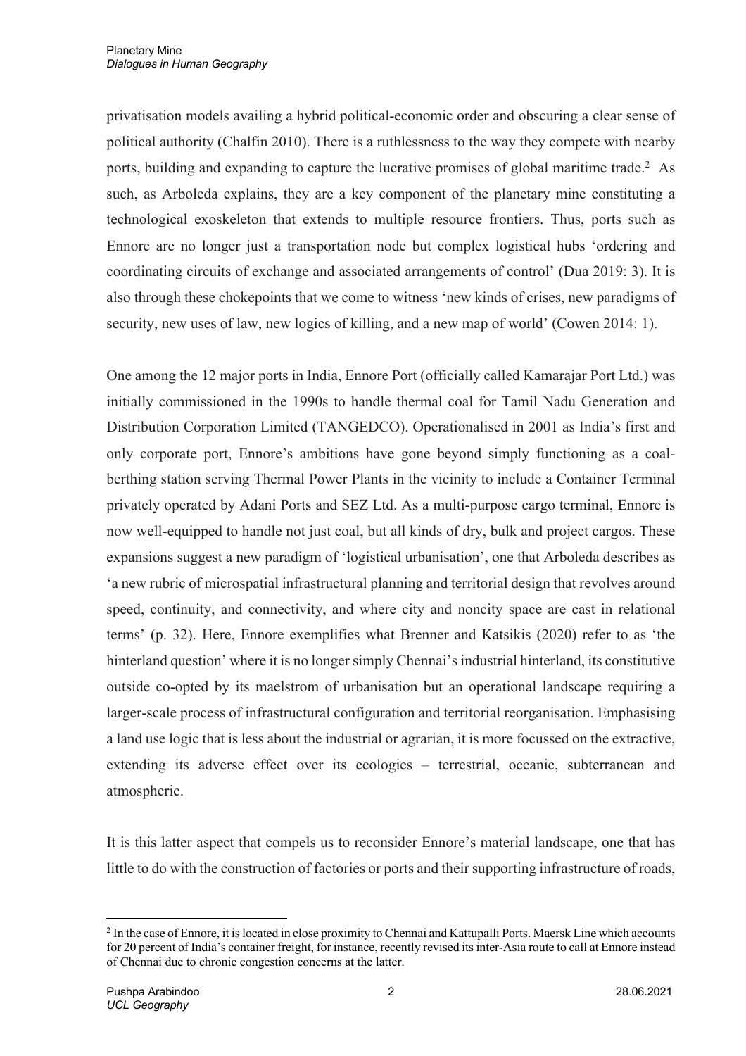privatisation models availing a hybrid political-economic order and obscuring a clear sense of political authority (Chalfin 2010). There is a ruthlessness to the way they compete with nearby ports, building and expanding to capture the lucrative promises of global maritime trade.[2] As such, as Arboleda explains, they are a key component of the planetary mine constituting a technological exoskeleton that extends to multiple resource frontiers. Thus, ports such as Ennore are no longer just a transportation node but complex logistical hubs 'ordering and coordinating circuits of exchange and associated arrangements of control' (Dua 2019: 3). It is also through these chokepoints that we come to witness 'new kinds of crises, new paradigms of security, new uses of law, new logics of killing, and a new map of world' (Cowen 2014: 1).

One among the 12 major ports in India, Ennore Port (officially called Kamarajar Port Ltd.) was initially commissioned in the 1990s to handle thermal coal for Tamil Nadu Generation and Distribution Corporation Limited (TANGEDCO). Operationalised in 2001 as India's first and only corporate port, Ennore's ambitions have gone beyond simply functioning as a coal-berthing station serving Thermal Power Plants in the vicinity to include a Container Terminal privately operated by Adani Ports and SEZ Ltd. As a multi-purpose cargo terminal, Ennore is now well-equipped to handle not just coal, but all kinds of dry, bulk and project cargos. These expansions suggest a new paradigm of 'logistical urbanisation', one that Arboleda describes as 'a new rubric of microspatial infrastructural planning and territorial design that revolves around speed, continuity, and connectivity, and where city and noncity space are cast in relational terms' (p. 32). Here, Ennore exemplifies what Brenner and Katsikis (2020) refer to as 'the hinterland question' where it is no longer simply Chennai's industrial hinterland, its constitutive outside co-opted by its maelstrom of urbanisation but an operational landscape requiring a larger-scale process of infrastructural configuration and territorial reorganisation. Emphasising a land use logic that is less about the industrial or agrarian, it is more focussed on the extractive, extending its adverse effect over its ecologies – terrestrial, oceanic, subterranean and atmospheric.

It is this latter aspect that compels us to reconsider Ennore's material landscape, one that has little to do with the construction of factories or ports and their supporting infrastructure of roads,

[2] In the case of Ennore, it is located in close proximity to Chennai and Kattupalli Ports. Maersk Line which accounts for 20 percent of India's container freight, for instance, recently revised its inter-Asia route to call at Ennore instead of Chennai due to chronic congestion concerns at the latter.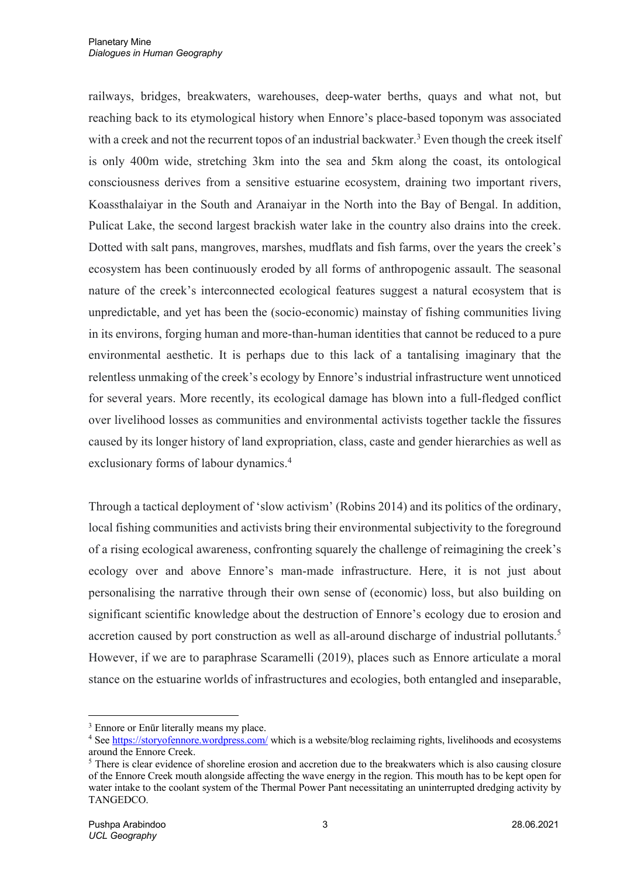railways, bridges, breakwaters, warehouses, deep-water berths, quays and what not, but reaching back to its etymological history when Ennore's place-based toponym was associated with a creek and not the recurrent topos of an industrial backwater.[3] Even though the creek itself is only 400m wide, stretching 3km into the sea and 5km along the coast, its ontological consciousness derives from a sensitive estuarine ecosystem, draining two important rivers, Koassthalaiyar in the South and Aranaiyar in the North into the Bay of Bengal. In addition, Pulicat Lake, the second largest brackish water lake in the country also drains into the creek. Dotted with salt pans, mangroves, marshes, mudflats and fish farms, over the years the creek's ecosystem has been continuously eroded by all forms of anthropogenic assault. The seasonal nature of the creek's interconnected ecological features suggest a natural ecosystem that is unpredictable, and yet has been the (socio-economic) mainstay of fishing communities living in its environs, forging human and more-than-human identities that cannot be reduced to a pure environmental aesthetic. It is perhaps due to this lack of a tantalising imaginary that the relentless unmaking of the creek's ecology by Ennore's industrial infrastructure went unnoticed for several years. More recently, its ecological damage has blown into a full-fledged conflict over livelihood losses as communities and environmental activists together tackle the fissures caused by its longer history of land expropriation, class, caste and gender hierarchies as well as exclusionary forms of labour dynamics.[4]

Through a tactical deployment of 'slow activism' (Robins 2014) and its politics of the ordinary, local fishing communities and activists bring their environmental subjectivity to the foreground of a rising ecological awareness, confronting squarely the challenge of reimagining the creek's ecology over and above Ennore's man-made infrastructure. Here, it is not just about personalising the narrative through their own sense of (economic) loss, but also building on significant scientific knowledge about the destruction of Ennore's ecology due to erosion and accretion caused by port construction as well as all-around discharge of industrial pollutants.[5] However, if we are to paraphrase Scaramelli (2019), places such as Ennore articulate a moral stance on the estuarine worlds of infrastructures and ecologies, both entangled and inseparable,

---

[3] Ennore or Enūr literally means my place.

[4] See https://storyofennore.wordpress.com/ which is a website/blog reclaiming rights, livelihoods and ecosystems around the Ennore Creek.

[5] There is clear evidence of shoreline erosion and accretion due to the breakwaters which is also causing closure of the Ennore Creek mouth alongside affecting the wave energy in the region. This mouth has to be kept open for water intake to the coolant system of the Thermal Power Pant necessitating an uninterrupted dredging activity by TANGEDCO.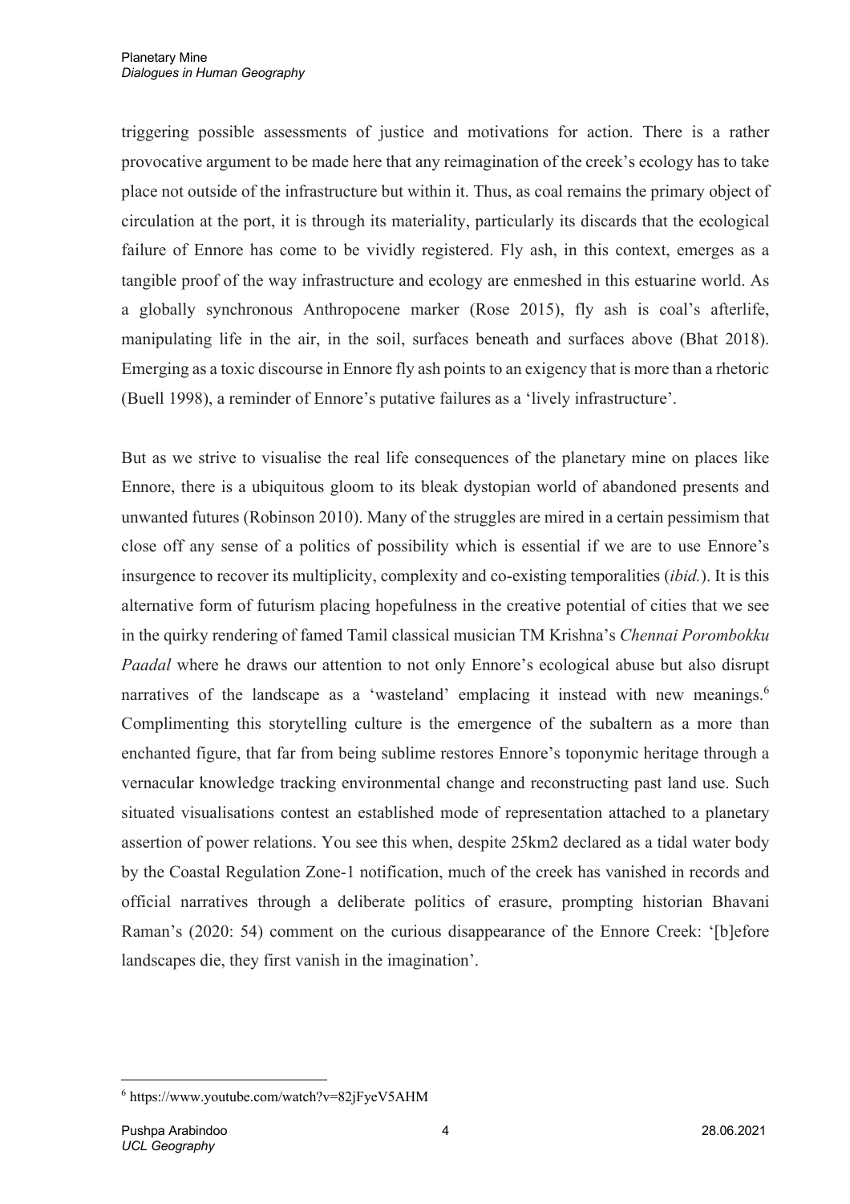triggering possible assessments of justice and motivations for action. There is a rather provocative argument to be made here that any reimagination of the creek's ecology has to take place not outside of the infrastructure but within it. Thus, as coal remains the primary object of circulation at the port, it is through its materiality, particularly its discards that the ecological failure of Ennore has come to be vividly registered. Fly ash, in this context, emerges as a tangible proof of the way infrastructure and ecology are enmeshed in this estuarine world. As a globally synchronous Anthropocene marker (Rose 2015), fly ash is coal's afterlife, manipulating life in the air, in the soil, surfaces beneath and surfaces above (Bhat 2018). Emerging as a toxic discourse in Ennore fly ash points to an exigency that is more than a rhetoric (Buell 1998), a reminder of Ennore's putative failures as a 'lively infrastructure'.

But as we strive to visualise the real life consequences of the planetary mine on places like Ennore, there is a ubiquitous gloom to its bleak dystopian world of abandoned presents and unwanted futures (Robinson 2010). Many of the struggles are mired in a certain pessimism that close off any sense of a politics of possibility which is essential if we are to use Ennore's insurgence to recover its multiplicity, complexity and co-existing temporalities (*ibid.*). It is this alternative form of futurism placing hopefulness in the creative potential of cities that we see in the quirky rendering of famed Tamil classical musician TM Krishna's *Chennai Porombokku Paadal* where he draws our attention to not only Ennore's ecological abuse but also disrupt narratives of the landscape as a 'wasteland' emplacing it instead with new meanings.[6] Complimenting this storytelling culture is the emergence of the subaltern as a more than enchanted figure, that far from being sublime restores Ennore's toponymic heritage through a vernacular knowledge tracking environmental change and reconstructing past land use. Such situated visualisations contest an established mode of representation attached to a planetary assertion of power relations. You see this when, despite 25km2 declared as a tidal water body by the Coastal Regulation Zone-1 notification, much of the creek has vanished in records and official narratives through a deliberate politics of erasure, prompting historian Bhavani Raman's (2020: 54) comment on the curious disappearance of the Ennore Creek: '[b]efore landscapes die, they first vanish in the imagination'.

---

[6] https://www.youtube.com/watch?v=82jFyeV5AHM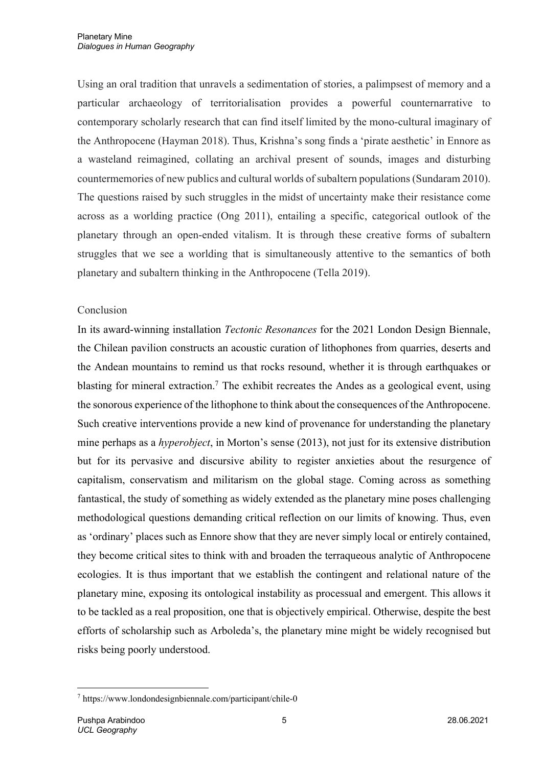Using an oral tradition that unravels a sedimentation of stories, a palimpsest of memory and a particular archaeology of territorialisation provides a powerful counternarrative to contemporary scholarly research that can find itself limited by the mono-cultural imaginary of the Anthropocene (Hayman 2018). Thus, Krishna's song finds a 'pirate aesthetic' in Ennore as a wasteland reimagined, collating an archival present of sounds, images and disturbing countermemories of new publics and cultural worlds of subaltern populations (Sundaram 2010). The questions raised by such struggles in the midst of uncertainty make their resistance come across as a worlding practice (Ong 2011), entailing a specific, categorical outlook of the planetary through an open-ended vitalism. It is through these creative forms of subaltern struggles that we see a worlding that is simultaneously attentive to the semantics of both planetary and subaltern thinking in the Anthropocene (Tella 2019).

## Conclusion

In its award-winning installation *Tectonic Resonances* for the 2021 London Design Biennale, the Chilean pavilion constructs an acoustic curation of lithophones from quarries, deserts and the Andean mountains to remind us that rocks resound, whether it is through earthquakes or blasting for mineral extraction.[7] The exhibit recreates the Andes as a geological event, using the sonorous experience of the lithophone to think about the consequences of the Anthropocene. Such creative interventions provide a new kind of provenance for understanding the planetary mine perhaps as a *hyperobject*, in Morton's sense (2013), not just for its extensive distribution but for its pervasive and discursive ability to register anxieties about the resurgence of capitalism, conservatism and militarism on the global stage. Coming across as something fantastical, the study of something as widely extended as the planetary mine poses challenging methodological questions demanding critical reflection on our limits of knowing. Thus, even as 'ordinary' places such as Ennore show that they are never simply local or entirely contained, they become critical sites to think with and broaden the terraqueous analytic of Anthropocene ecologies. It is thus important that we establish the contingent and relational nature of the planetary mine, exposing its ontological instability as processual and emergent. This allows it to be tackled as a real proposition, one that is objectively empirical. Otherwise, despite the best efforts of scholarship such as Arboleda's, the planetary mine might be widely recognised but risks being poorly understood.

[7] https://www.londondesignbiennale.com/participant/chile-0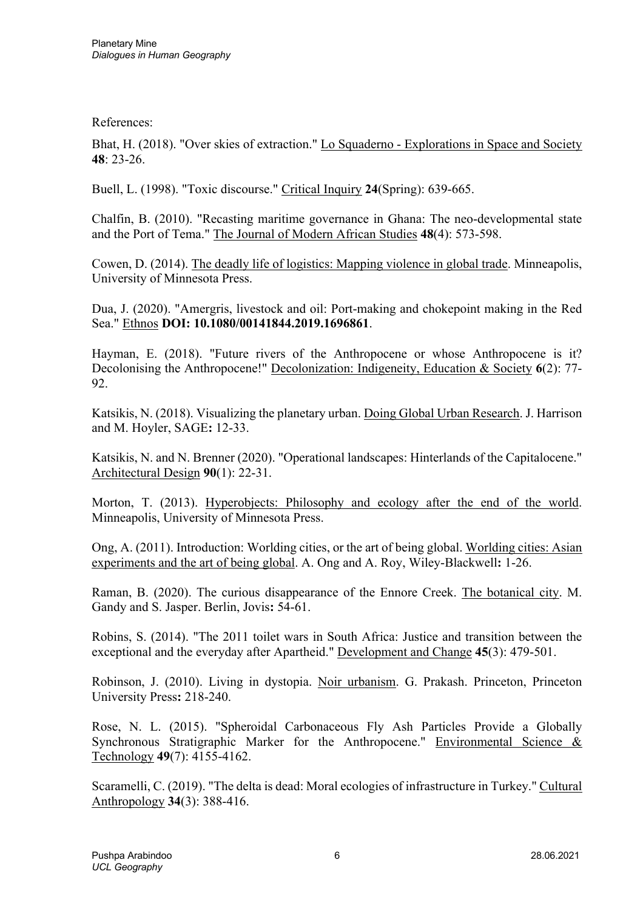References:

Bhat, H. (2018). "Over skies of extraction." Lo Squaderno - Explorations in Space and Society **48**: 23-26.

Buell, L. (1998). "Toxic discourse." Critical Inquiry **24**(Spring): 639-665.

Chalfin, B. (2010). "Recasting maritime governance in Ghana: The neo-developmental state and the Port of Tema." The Journal of Modern African Studies **48**(4): 573-598.

Cowen, D. (2014). The deadly life of logistics: Mapping violence in global trade. Minneapolis, University of Minnesota Press.

Dua, J. (2020). "Amergris, livestock and oil: Port-making and chokepoint making in the Red Sea." Ethnos **DOI: 10.1080/00141844.2019.1696861**.

Hayman, E. (2018). "Future rivers of the Anthropocene or whose Anthropocene is it? Decolonising the Anthropocene!" Decolonization: Indigeneity, Education & Society **6**(2): 77-92.

Katsikis, N. (2018). Visualizing the planetary urban. Doing Global Urban Research. J. Harrison and M. Hoyler, SAGE**:** 12-33.

Katsikis, N. and N. Brenner (2020). "Operational landscapes: Hinterlands of the Capitalocene." Architectural Design **90**(1): 22-31.

Morton, T. (2013). Hyperobjects: Philosophy and ecology after the end of the world. Minneapolis, University of Minnesota Press.

Ong, A. (2011). Introduction: Worlding cities, or the art of being global. Worlding cities: Asian experiments and the art of being global. A. Ong and A. Roy, Wiley-Blackwell**:** 1-26.

Raman, B. (2020). The curious disappearance of the Ennore Creek. The botanical city. M. Gandy and S. Jasper. Berlin, Jovis**:** 54-61.

Robins, S. (2014). "The 2011 toilet wars in South Africa: Justice and transition between the exceptional and the everyday after Apartheid." Development and Change **45**(3): 479-501.

Robinson, J. (2010). Living in dystopia. Noir urbanism. G. Prakash. Princeton, Princeton University Press**:** 218-240.

Rose, N. L. (2015). "Spheroidal Carbonaceous Fly Ash Particles Provide a Globally Synchronous Stratigraphic Marker for the Anthropocene." Environmental Science & Technology **49**(7): 4155-4162.

Scaramelli, C. (2019). "The delta is dead: Moral ecologies of infrastructure in Turkey." Cultural Anthropology **34**(3): 388-416.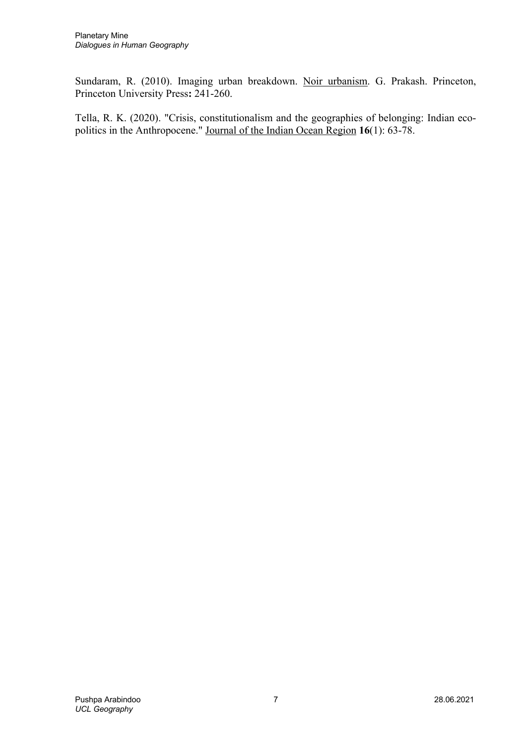Sundaram, R. (2010). Imaging urban breakdown. Noir urbanism. G. Prakash. Princeton, Princeton University Press**:** 241-260.

Tella, R. K. (2020). "Crisis, constitutionalism and the geographies of belonging: Indian eco-politics in the Anthropocene." Journal of the Indian Ocean Region **16**(1): 63-78.